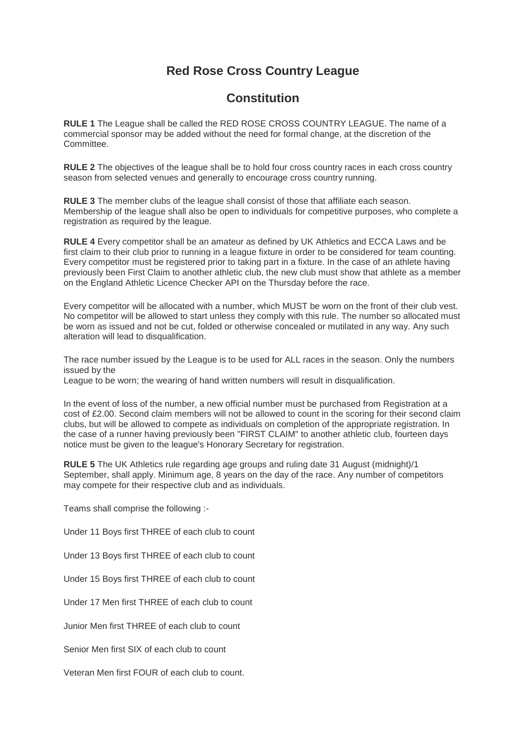# Red Rose Cross Country League

## Constitution

**RULE 1** The League shall be called the RED ROSE CROSS COUNTRY LEAGUE. The name of a commercial sponsor may be added without the need for formal change, at the discretion of the Committee.

**RULE 2** The objectives of the league shall be to hold four cross country races in each cross country season from selected venues and generally to encourage cross country running.

**RULE 3** The member clubs of the league shall consist of those that affiliate each season. Membership of the league shall also be open to individuals for competitive purposes, who complete a registration as required by the league.

**RULE 4** Every competitor shall be an amateur as defined by UK Athletics and ECCA Laws and be first claim to their club prior to running in a league fixture in order to be considered for team counting. Every competitor must be registered prior to taking part in a fixture. In the case of an athlete having previously been First Claim to another athletic club, the new club must show that athlete as a member on the England Athletic Licence Checker API on the Thursday before the race.

Every competitor will be allocated with a number, which MUST be worn on the front of their club vest. No competitor will be allowed to start unless they comply with this rule. The number so allocated must be worn as issued and not be cut, folded or otherwise concealed or mutilated in any way. Any such alteration will lead to disqualification.

The race number issued by the League is to be used for ALL races in the season. Only the numbers issued by the
League to be worn; the wearing of hand written numbers will result in disqualification.

In the event of loss of the number, a new official number must be purchased from Registration at a cost of £2.00. Second claim members will not be allowed to count in the scoring for their second claim clubs, but will be allowed to compete as individuals on completion of the appropriate registration. In the case of a runner having previously been "FIRST CLAIM" to another athletic club, fourteen days notice must be given to the league's Honorary Secretary for registration.

**RULE 5** The UK Athletics rule regarding age groups and ruling date 31 August (midnight)/1 September, shall apply. Minimum age, 8 years on the day of the race. Any number of competitors may compete for their respective club and as individuals.

Teams shall comprise the following :-

Under 11 Boys first THREE of each club to count

Under 13 Boys first THREE of each club to count

Under 15 Boys first THREE of each club to count

Under 17 Men first THREE of each club to count

Junior Men first THREE of each club to count

Senior Men first SIX of each club to count

Veteran Men first FOUR of each club to count.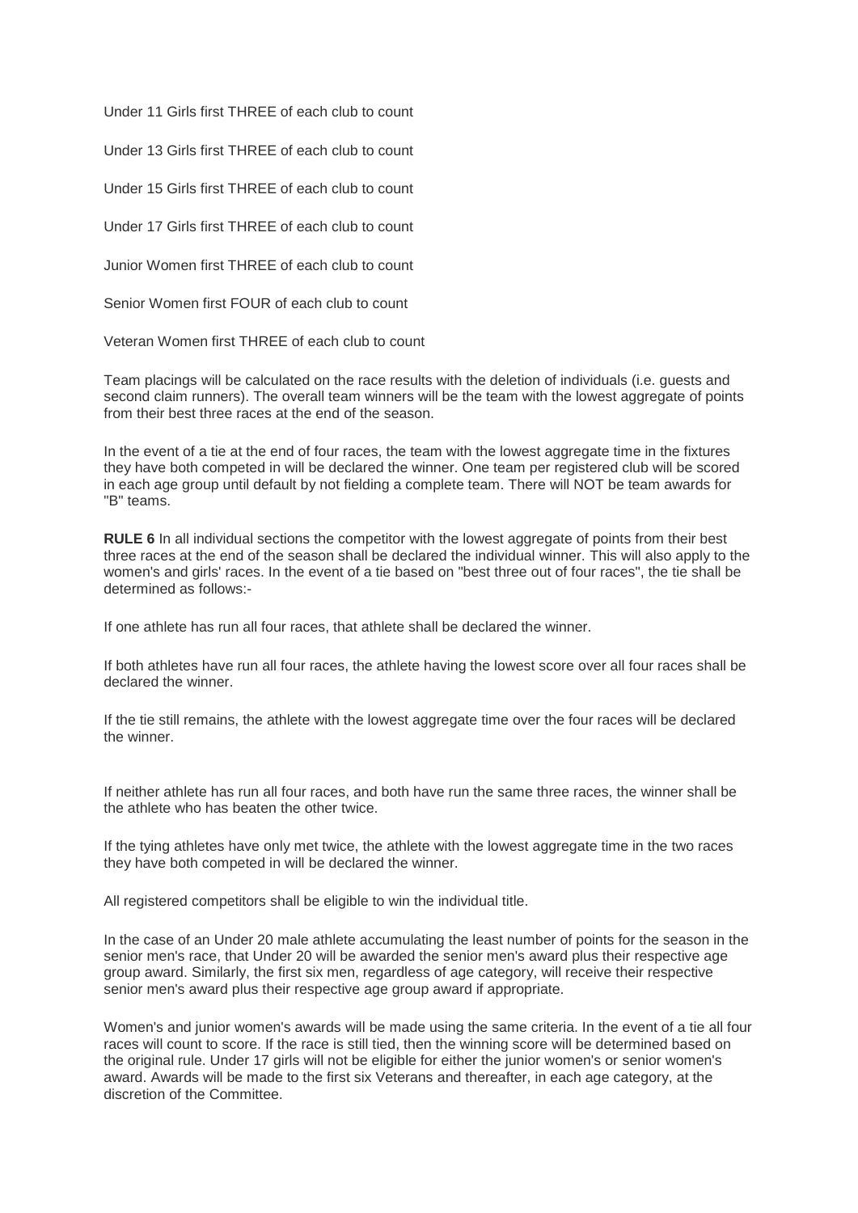Under 11 Girls first THREE of each club to count

Under 13 Girls first THREE of each club to count

Under 15 Girls first THREE of each club to count

Under 17 Girls first THREE of each club to count

Junior Women first THREE of each club to count

Senior Women first FOUR of each club to count

Veteran Women first THREE of each club to count

Team placings will be calculated on the race results with the deletion of individuals (i.e. guests and second claim runners). The overall team winners will be the team with the lowest aggregate of points from their best three races at the end of the season.

In the event of a tie at the end of four races, the team with the lowest aggregate time in the fixtures they have both competed in will be declared the winner. One team per registered club will be scored in each age group until default by not fielding a complete team. There will NOT be team awards for "B" teams.

**RULE 6** In all individual sections the competitor with the lowest aggregate of points from their best three races at the end of the season shall be declared the individual winner. This will also apply to the women's and girls' races. In the event of a tie based on "best three out of four races", the tie shall be determined as follows:-

If one athlete has run all four races, that athlete shall be declared the winner.

If both athletes have run all four races, the athlete having the lowest score over all four races shall be declared the winner.

If the tie still remains, the athlete with the lowest aggregate time over the four races will be declared the winner.

If neither athlete has run all four races, and both have run the same three races, the winner shall be the athlete who has beaten the other twice.

If the tying athletes have only met twice, the athlete with the lowest aggregate time in the two races they have both competed in will be declared the winner.

All registered competitors shall be eligible to win the individual title.

In the case of an Under 20 male athlete accumulating the least number of points for the season in the senior men's race, that Under 20 will be awarded the senior men's award plus their respective age group award. Similarly, the first six men, regardless of age category, will receive their respective senior men's award plus their respective age group award if appropriate.

Women's and junior women's awards will be made using the same criteria. In the event of a tie all four races will count to score. If the race is still tied, then the winning score will be determined based on the original rule. Under 17 girls will not be eligible for either the junior women's or senior women's award. Awards will be made to the first six Veterans and thereafter, in each age category, at the discretion of the Committee.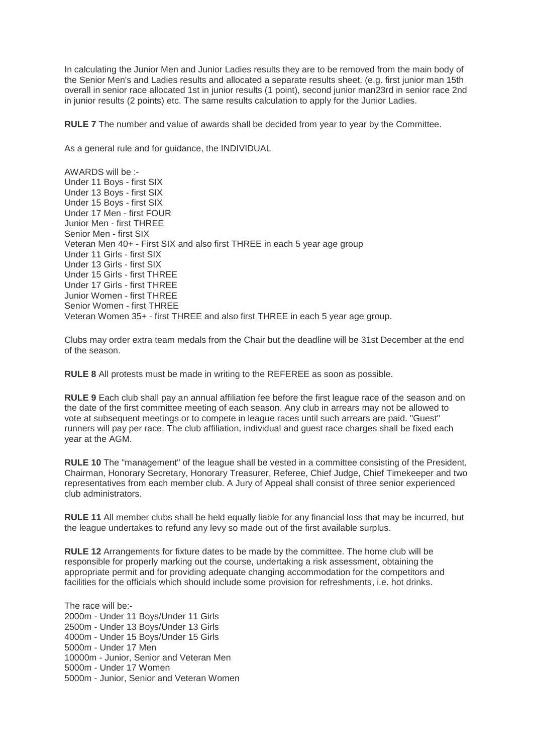In calculating the Junior Men and Junior Ladies results they are to be removed from the main body of the Senior Men's and Ladies results and allocated a separate results sheet. (e.g. first junior man 15th overall in senior race allocated 1st in junior results (1 point), second junior man23rd in senior race 2nd in junior results (2 points) etc. The same results calculation to apply for the Junior Ladies.

**RULE 7** The number and value of awards shall be decided from year to year by the Committee.

As a general rule and for guidance, the INDIVIDUAL

AWARDS will be :-
Under 11 Boys - first SIX
Under 13 Boys - first SIX
Under 15 Boys - first SIX
Under 17 Men - first FOUR
Junior Men - first THREE
Senior Men - first SIX
Veteran Men 40+ - First SIX and also first THREE in each 5 year age group
Under 11 Girls - first SIX
Under 13 Girls - first SIX
Under 15 Girls - first THREE
Under 17 Girls - first THREE
Junior Women - first THREE
Senior Women - first THREE
Veteran Women 35+ - first THREE and also first THREE in each 5 year age group.

Clubs may order extra team medals from the Chair but the deadline will be 31st December at the end of the season.

**RULE 8** All protests must be made in writing to the REFEREE as soon as possible.

**RULE 9** Each club shall pay an annual affiliation fee before the first league race of the season and on the date of the first committee meeting of each season. Any club in arrears may not be allowed to vote at subsequent meetings or to compete in league races until such arrears are paid. "Guest" runners will pay per race. The club affiliation, individual and guest race charges shall be fixed each year at the AGM.

**RULE 10** The "management" of the league shall be vested in a committee consisting of the President, Chairman, Honorary Secretary, Honorary Treasurer, Referee, Chief Judge, Chief Timekeeper and two representatives from each member club. A Jury of Appeal shall consist of three senior experienced club administrators.

**RULE 11** All member clubs shall be held equally liable for any financial loss that may be incurred, but the league undertakes to refund any levy so made out of the first available surplus.

**RULE 12** Arrangements for fixture dates to be made by the committee. The home club will be responsible for properly marking out the course, undertaking a risk assessment, obtaining the appropriate permit and for providing adequate changing accommodation for the competitors and facilities for the officials which should include some provision for refreshments, i.e. hot drinks.

The race will be:-
2000m - Under 11 Boys/Under 11 Girls
2500m - Under 13 Boys/Under 13 Girls
4000m - Under 15 Boys/Under 15 Girls
5000m - Under 17 Men
10000m - Junior, Senior and Veteran Men
5000m - Under 17 Women
5000m - Junior, Senior and Veteran Women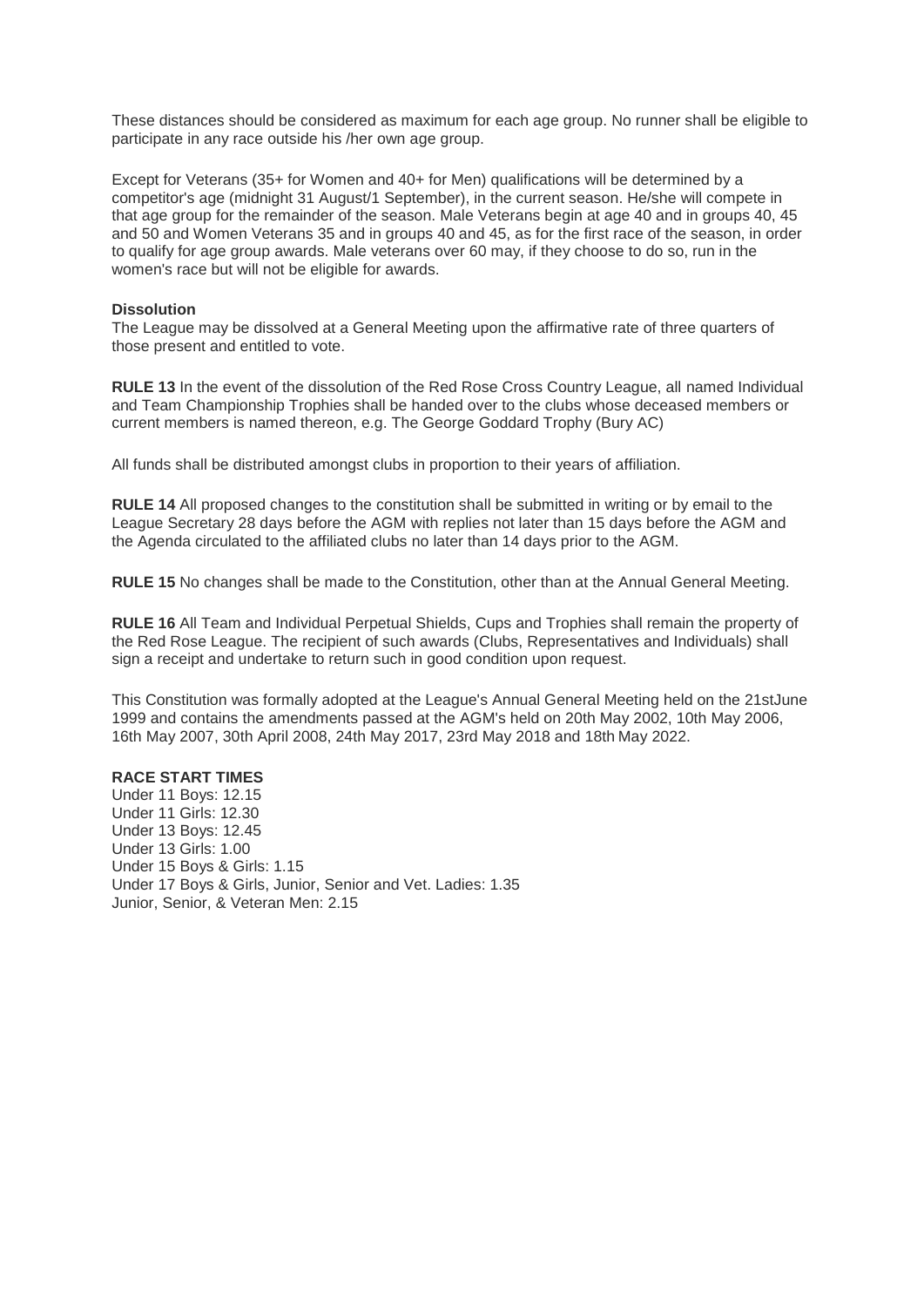These distances should be considered as maximum for each age group. No runner shall be eligible to participate in any race outside his /her own age group.

Except for Veterans (35+ for Women and 40+ for Men) qualifications will be determined by a competitor's age (midnight 31 August/1 September), in the current season. He/she will compete in that age group for the remainder of the season. Male Veterans begin at age 40 and in groups 40, 45 and 50 and Women Veterans 35 and in groups 40 and 45, as for the first race of the season, in order to qualify for age group awards. Male veterans over 60 may, if they choose to do so, run in the women's race but will not be eligible for awards.

**Dissolution**
The League may be dissolved at a General Meeting upon the affirmative rate of three quarters of those present and entitled to vote.

**RULE 13** In the event of the dissolution of the Red Rose Cross Country League, all named Individual and Team Championship Trophies shall be handed over to the clubs whose deceased members or current members is named thereon, e.g. The George Goddard Trophy (Bury AC)

All funds shall be distributed amongst clubs in proportion to their years of affiliation.

**RULE 14** All proposed changes to the constitution shall be submitted in writing or by email to the League Secretary 28 days before the AGM with replies not later than 15 days before the AGM and the Agenda circulated to the affiliated clubs no later than 14 days prior to the AGM.

**RULE 15** No changes shall be made to the Constitution, other than at the Annual General Meeting.

**RULE 16** All Team and Individual Perpetual Shields, Cups and Trophies shall remain the property of the Red Rose League. The recipient of such awards (Clubs, Representatives and Individuals) shall sign a receipt and undertake to return such in good condition upon request.

This Constitution was formally adopted at the League's Annual General Meeting held on the 21stJune 1999 and contains the amendments passed at the AGM's held on 20th May 2002, 10th May 2006, 16th May 2007, 30th April 2008, 24th May 2017, 23rd May 2018 and 18th May 2022.

**RACE START TIMES**
Under 11 Boys: 12.15
Under 11 Girls: 12.30
Under 13 Boys: 12.45
Under 13 Girls: 1.00
Under 15 Boys & Girls: 1.15
Under 17 Boys & Girls, Junior, Senior and Vet. Ladies: 1.35
Junior, Senior, & Veteran Men: 2.15